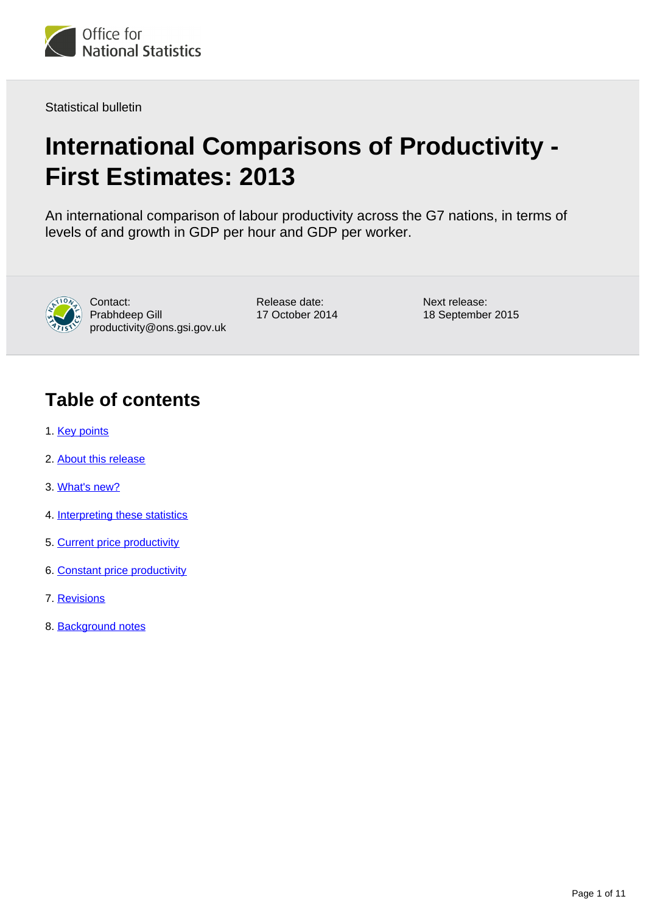Office for National Statistics

Statistical bulletin

# International Comparisons of Productivity - First Estimates: 2013

An international comparison of labour productivity across the G7 nations, in terms of levels of and growth in GDP per hour and GDP per worker.

Contact:
Prabhdeep Gill
productivity@ons.gsi.gov.uk

Release date:
17 October 2014

Next release:
18 September 2015

## Table of contents

1. Key points
2. About this release
3. What's new?
4. Interpreting these statistics
5. Current price productivity
6. Constant price productivity
7. Revisions
8. Background notes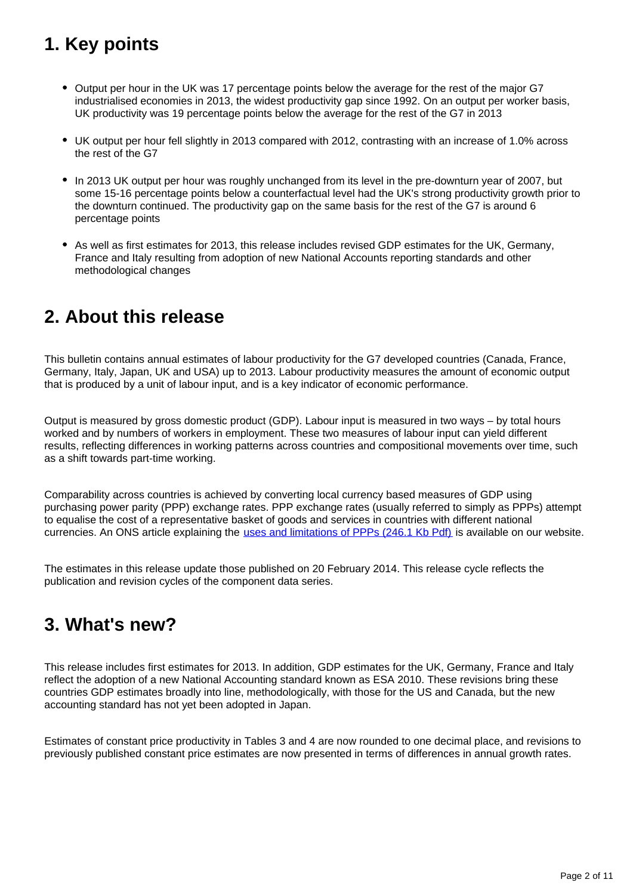## 1. Key points

- Output per hour in the UK was 17 percentage points below the average for the rest of the major G7 industrialised economies in 2013, the widest productivity gap since 1992. On an output per worker basis, UK productivity was 19 percentage points below the average for the rest of the G7 in 2013
- UK output per hour fell slightly in 2013 compared with 2012, contrasting with an increase of 1.0% across the rest of the G7
- In 2013 UK output per hour was roughly unchanged from its level in the pre-downturn year of 2007, but some 15-16 percentage points below a counterfactual level had the UK's strong productivity growth prior to the downturn continued. The productivity gap on the same basis for the rest of the G7 is around 6 percentage points
- As well as first estimates for 2013, this release includes revised GDP estimates for the UK, Germany, France and Italy resulting from adoption of new National Accounts reporting standards and other methodological changes

## 2. About this release

This bulletin contains annual estimates of labour productivity for the G7 developed countries (Canada, France, Germany, Italy, Japan, UK and USA) up to 2013. Labour productivity measures the amount of economic output that is produced by a unit of labour input, and is a key indicator of economic performance.

Output is measured by gross domestic product (GDP). Labour input is measured in two ways – by total hours worked and by numbers of workers in employment. These two measures of labour input can yield different results, reflecting differences in working patterns across countries and compositional movements over time, such as a shift towards part-time working.

Comparability across countries is achieved by converting local currency based measures of GDP using purchasing power parity (PPP) exchange rates. PPP exchange rates (usually referred to as simply as PPPs) attempt to equalise the cost of a representative basket of goods and services in countries with different national currencies. An ONS article explaining the uses and limitations of PPPs (246.1 Kb Pdf) is available on our website.

The estimates in this release update those published on 20 February 2014. This release cycle reflects the publication and revision cycles of the component data series.

## 3. What's new?

This release includes first estimates for 2013. In addition, GDP estimates for the UK, Germany, France and Italy reflect the adoption of a new National Accounting standard known as ESA 2010. These revisions bring these countries GDP estimates broadly into line, methodologically, with those for the US and Canada, but the new accounting standard has not yet been adopted in Japan.

Estimates of constant price productivity in Tables 3 and 4 are now rounded to one decimal place, and revisions to previously published constant price estimates are now presented in terms of differences in annual growth rates.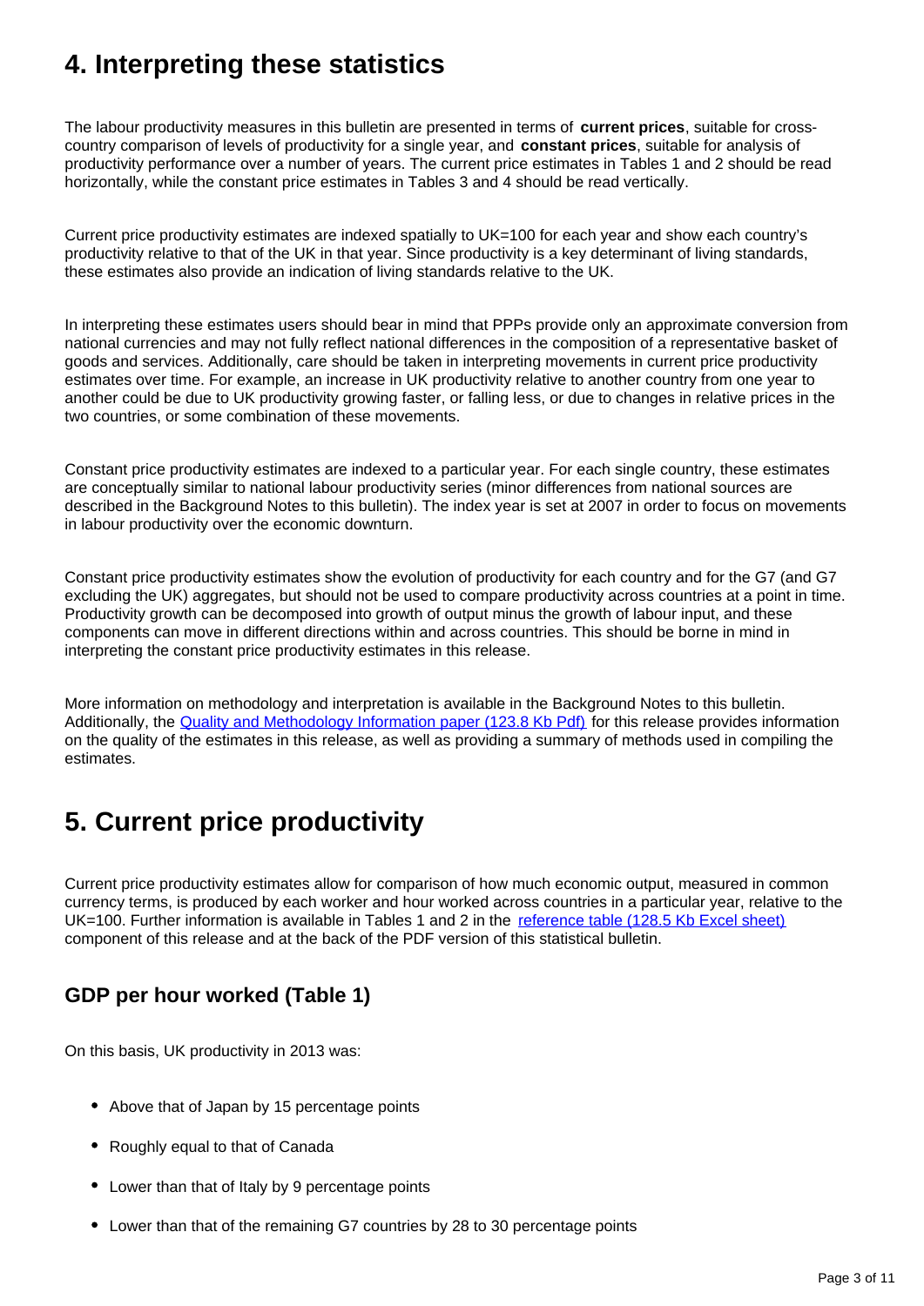## 4. Interpreting these statistics

The labour productivity measures in this bulletin are presented in terms of **current prices**, suitable for cross-country comparison of levels of productivity for a single year, and **constant prices**, suitable for analysis of productivity performance over a number of years. The current price estimates in Tables 1 and 2 should be read horizontally, while the constant price estimates in Tables 3 and 4 should be read vertically.

Current price productivity estimates are indexed spatially to UK=100 for each year and show each country's productivity relative to that of the UK in that year. Since productivity is a key determinant of living standards, these estimates also provide an indication of living standards relative to the UK.

In interpreting these estimates users should bear in mind that PPPs provide only an approximate conversion from national currencies and may not fully reflect national differences in the composition of a representative basket of goods and services. Additionally, care should be taken in interpreting movements in current price productivity estimates over time. For example, an increase in UK productivity relative to another country from one year to another could be due to UK productivity growing faster, or falling less, or due to changes in relative prices in the two countries, or some combination of these movements.

Constant price productivity estimates are indexed to a particular year. For each single country, these estimates are conceptually similar to national labour productivity series (minor differences from national sources are described in the Background Notes to this bulletin). The index year is set at 2007 in order to focus on movements in labour productivity over the economic downturn.

Constant price productivity estimates show the evolution of productivity for each country and for the G7 (and G7 excluding the UK) aggregates, but should not be used to compare productivity across countries at a point in time. Productivity growth can be decomposed into growth of output minus the growth of labour input, and these components can move in different directions within and across countries. This should be borne in mind in interpreting the constant price productivity estimates in this release.

More information on methodology and interpretation is available in the Background Notes to this bulletin. Additionally, the [Quality and Methodology Information paper (123.8 Kb Pdf)] for this release provides information on the quality of the estimates in this release, as well as providing a summary of methods used in compiling the estimates.

## 5. Current price productivity

Current price productivity estimates allow for comparison of how much economic output, measured in common currency terms, is produced by each worker and hour worked across countries in a particular year, relative to the UK=100. Further information is available in Tables 1 and 2 in the [reference table (128.5 Kb Excel sheet)] component of this release and at the back of the PDF version of this statistical bulletin.

### GDP per hour worked (Table 1)

On this basis, UK productivity in 2013 was:

- Above that of Japan by 15 percentage points
- Roughly equal to that of Canada
- Lower than that of Italy by 9 percentage points
- Lower than that of the remaining G7 countries by 28 to 30 percentage points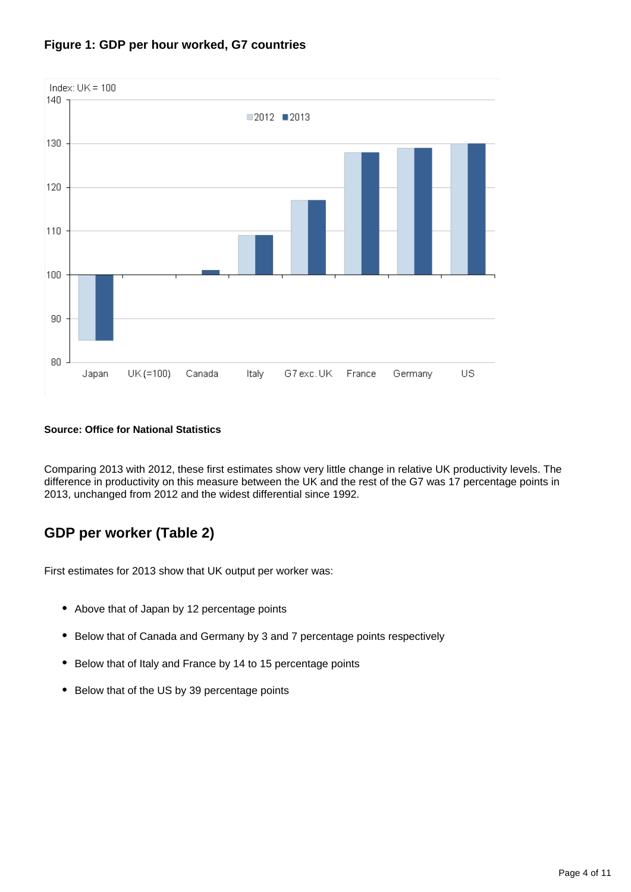**Figure 1: GDP per hour worked, G7 countries**

Index: UK = 100

**Source: Office for National Statistics**

Comparing 2013 with 2012, these first estimates show very little change in relative UK productivity levels. The difference in productivity on this measure between the UK and the rest of the G7 was 17 percentage points in 2013, unchanged from 2012 and the widest differential since 1992.

## GDP per worker (Table 2)

First estimates for 2013 show that UK output per worker was:

- Above that of Japan by 12 percentage points
- Below that of Canada and Germany by 3 and 7 percentage points respectively
- Below that of Italy and France by 14 to 15 percentage points
- Below that of the US by 39 percentage points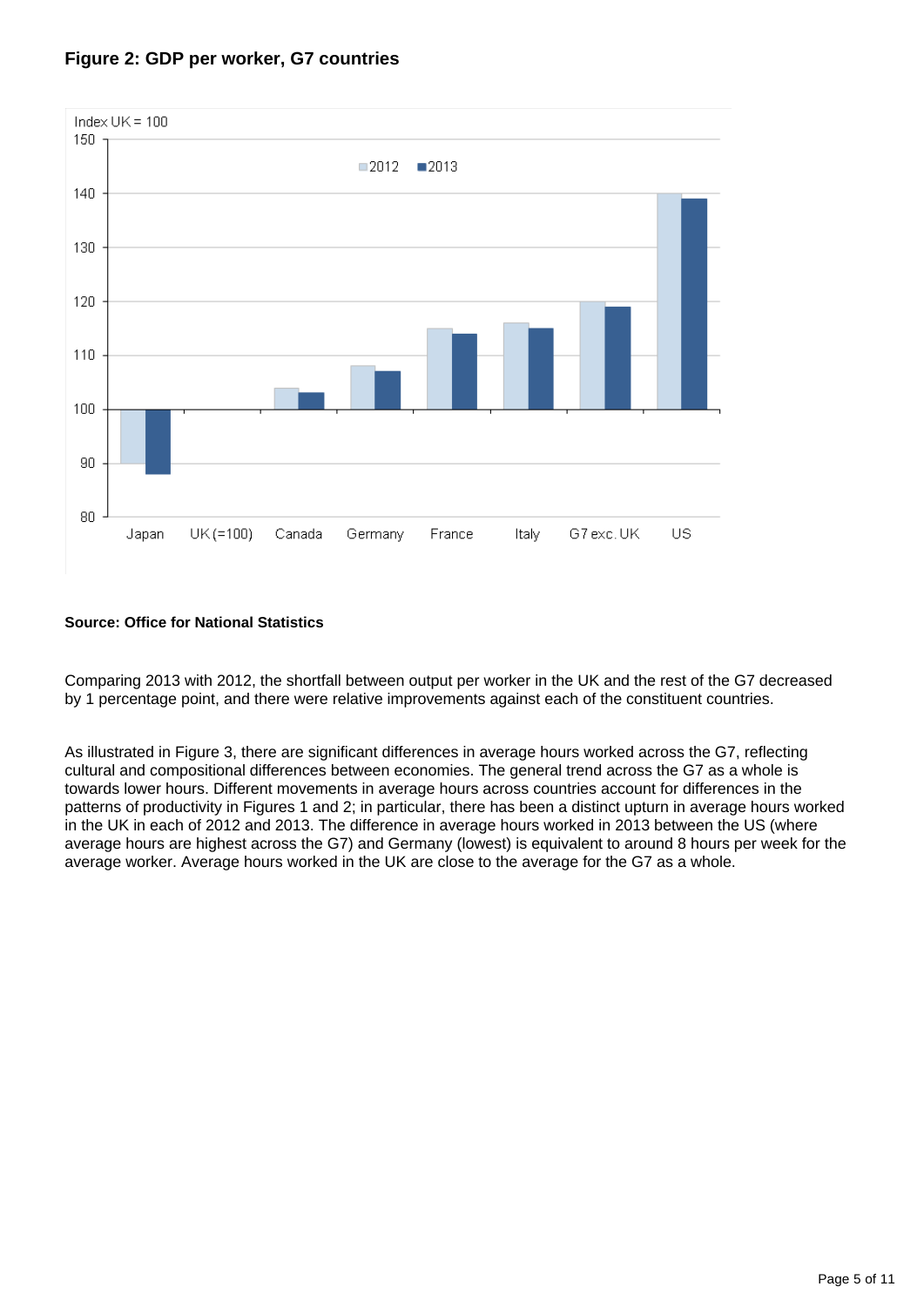### Figure 2: GDP per worker, G7 countries

**Source: Office for National Statistics**

Comparing 2013 with 2012, the shortfall between output per worker in the UK and the rest of the G7 decreased by 1 percentage point, and there were relative improvements against each of the constituent countries.

As illustrated in Figure 3, there are significant differences in average hours worked across the G7, reflecting cultural and compositional differences between economies. The general trend across the G7 as a whole is towards lower hours. Different movements in average hours across countries account for differences in the patterns of productivity in Figures 1 and 2; in particular, there has been a distinct upturn in average hours worked in the UK in each of 2012 and 2013. The difference in average hours worked in 2013 between the US (where average hours are highest across the G7) and Germany (lowest) is equivalent to around 8 hours per week for the average worker. Average hours worked in the UK are close to the average for the G7 as a whole.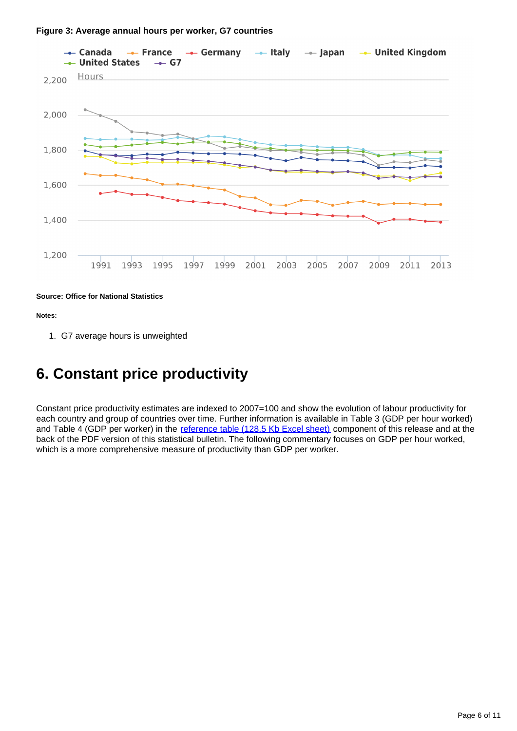**Figure 3: Average annual hours per worker, G7 countries**

Source: Office for National Statistics

**Notes:**

1. G7 average hours is unweighted

## 6. Constant price productivity

Constant price productivity estimates are indexed to 2007=100 and show the evolution of labour productivity for each country and group of countries over time. Further information is available in Table 3 (GDP per hour worked) and Table 4 (GDP per worker) in the reference table (128.5 Kb Excel sheet) component of this release and at the back of the PDF version of this statistical bulletin. The following commentary focuses on GDP per hour worked, which is a more comprehensive measure of productivity than GDP per worker.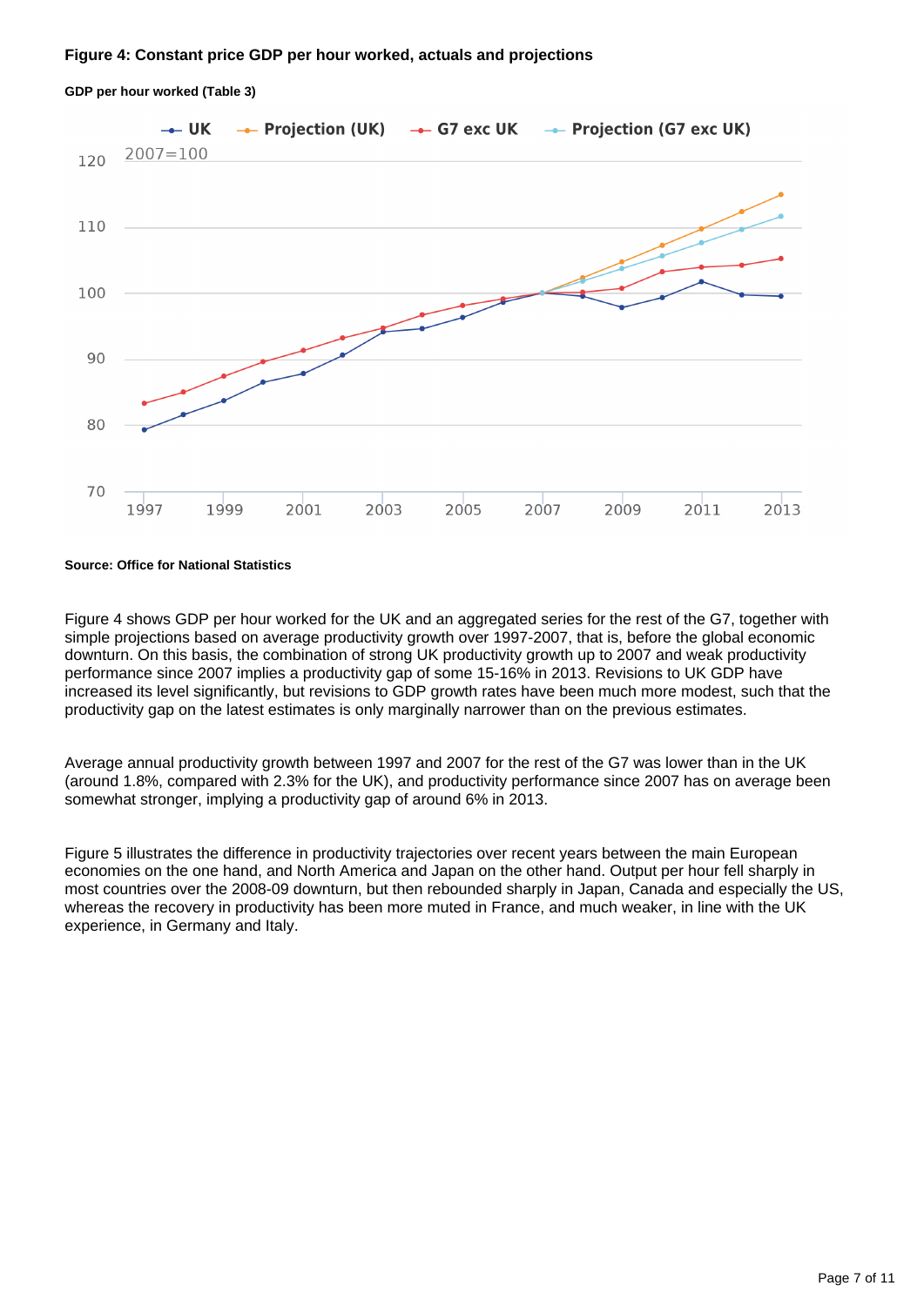**Figure 4: Constant price GDP per hour worked, actuals and projections**

**GDP per hour worked (Table 3)**

**Source: Office for National Statistics**

Figure 4 shows GDP per hour worked for the UK and an aggregated series for the rest of the G7, together with simple projections based on average productivity growth over 1997-2007, that is, before the global economic downturn. On this basis, the combination of strong UK productivity growth up to 2007 and weak productivity performance since 2007 implies a productivity gap of some 15-16% in 2013. Revisions to UK GDP have increased its level significantly, but revisions to GDP growth rates have been much more modest, such that the productivity gap on the latest estimates is only marginally narrower than on the previous estimates.

Average annual productivity growth between 1997 and 2007 for the rest of the G7 was lower than in the UK (around 1.8%, compared with 2.3% for the UK), and productivity performance since 2007 has on average been somewhat stronger, implying a productivity gap of around 6% in 2013.

Figure 5 illustrates the difference in productivity trajectories over recent years between the main European economies on the one hand, and North America and Japan on the other hand. Output per hour fell sharply in most countries over the 2008-09 downturn, but then rebounded sharply in Japan, Canada and especially the US, whereas the recovery in productivity has been more muted in France, and much weaker, in line with the UK experience, in Germany and Italy.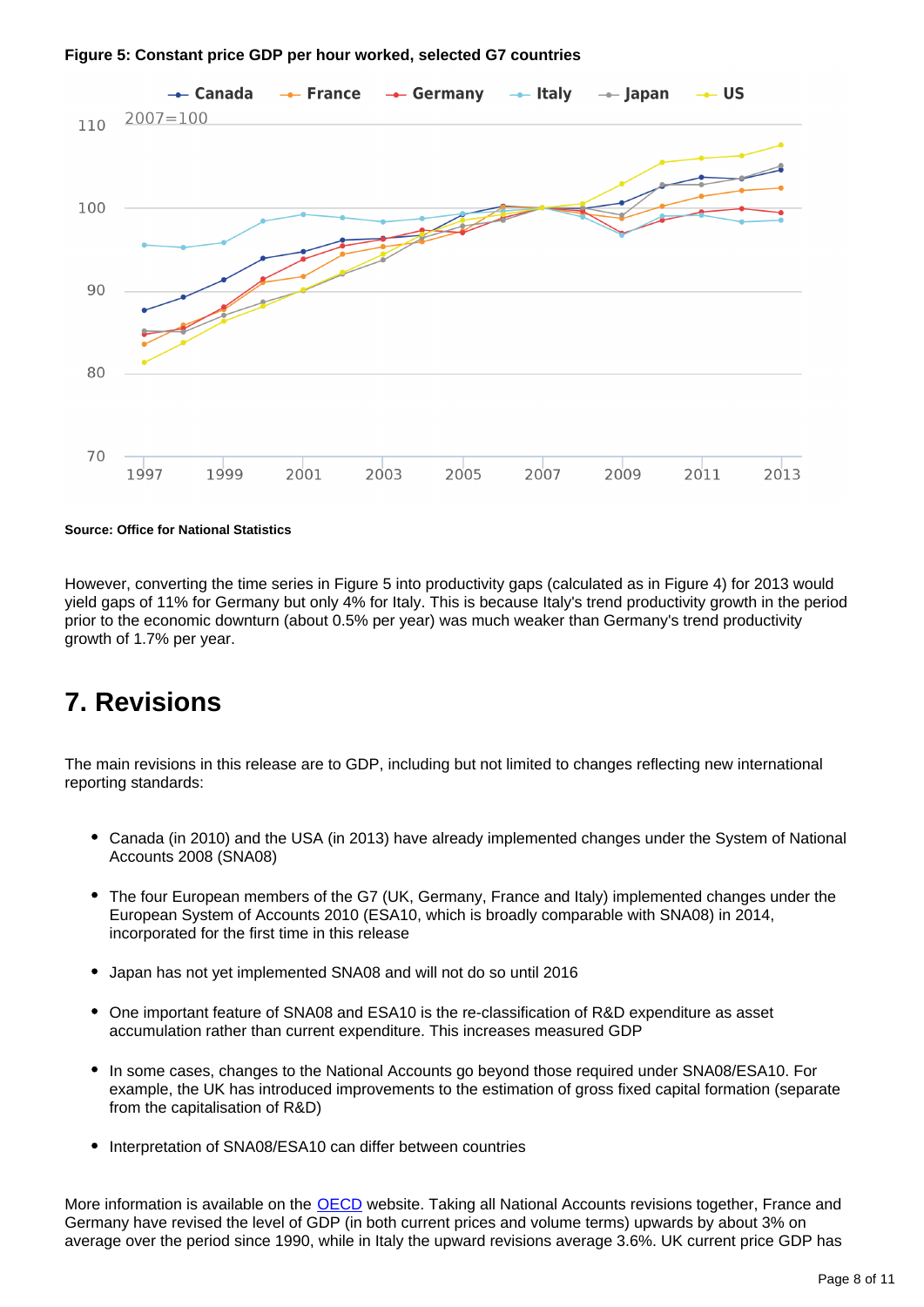**Figure 5: Constant price GDP per hour worked, selected G7 countries**

**Source: Office for National Statistics**

However, converting the time series in Figure 5 into productivity gaps (calculated as in Figure 4) for 2013 would yield gaps of 11% for Germany but only 4% for Italy. This is because Italy's trend productivity growth in the period prior to the economic downturn (about 0.5% per year) was much weaker than Germany's trend productivity growth of 1.7% per year.

## 7. Revisions

The main revisions in this release are to GDP, including but not limited to changes reflecting new international reporting standards:

- Canada (in 2010) and the USA (in 2013) have already implemented changes under the System of National Accounts 2008 (SNA08)
- The four European members of the G7 (UK, Germany, France and Italy) implemented changes under the European System of Accounts 2010 (ESA10, which is broadly comparable with SNA08) in 2014, incorporated for the first time in this release
- Japan has not yet implemented SNA08 and will not do so until 2016
- One important feature of SNA08 and ESA10 is the re-classification of R&D expenditure as asset accumulation rather than current expenditure. This increases measured GDP
- In some cases, changes to the National Accounts go beyond those required under SNA08/ESA10. For example, the UK has introduced improvements to the estimation of gross fixed capital formation (separate from the capitalisation of R&D)
- Interpretation of SNA08/ESA10 can differ between countries

More information is available on the OECD website. Taking all National Accounts revisions together, France and Germany have revised the level of GDP (in both current prices and volume terms) upwards by about 3% on average over the period since 1990, while in Italy the upward revisions average 3.6%. UK current price GDP has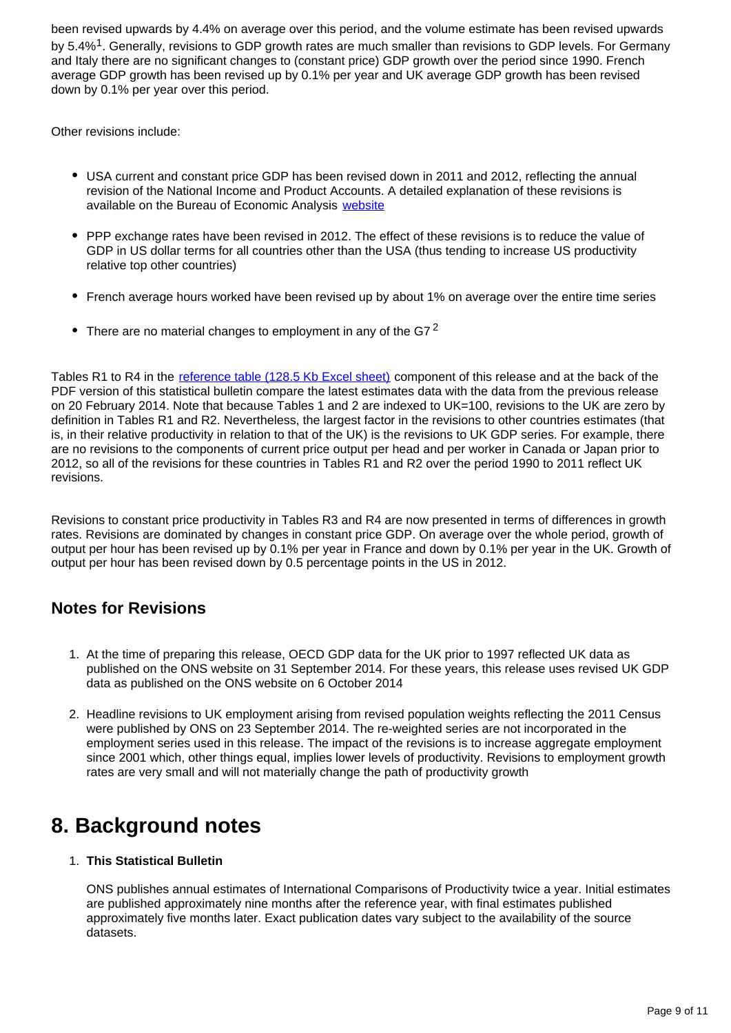been revised upwards by 4.4% on average over this period, and the volume estimate has been revised upwards by 5.4%[1]. Generally, revisions to GDP growth rates are much smaller than revisions to GDP levels. For Germany and Italy there are no significant changes to (constant price) GDP growth over the period since 1990. French average GDP growth has been revised up by 0.1% per year and UK average GDP growth has been revised down by 0.1% per year over this period.

Other revisions include:

- USA current and constant price GDP has been revised down in 2011 and 2012, reflecting the annual revision of the National Income and Product Accounts. A detailed explanation of these revisions is available on the Bureau of Economic Analysis website

- PPP exchange rates have been revised in 2012. The effect of these revisions is to reduce the value of GDP in US dollar terms for all countries other than the USA (thus tending to increase US productivity relative top other countries)

- French average hours worked have been revised up by about 1% on average over the entire time series

- There are no material changes to employment in any of the G7 [2]

Tables R1 to R4 in the reference table (128.5 Kb Excel sheet) component of this release and at the back of the PDF version of this statistical bulletin compare the latest estimates data with the data from the previous release on 20 February 2014. Note that because Tables 1 and 2 are indexed to UK=100, revisions to the UK are zero by definition in Tables R1 and R2. Nevertheless, the largest factor in the revisions to other countries estimates (that is, in their relative productivity in relation to that of the UK) is the revisions to UK GDP series. For example, there are no revisions to the components of current price output per head and per worker in Canada or Japan prior to 2012, so all of the revisions for these countries in Tables R1 and R2 over the period 1990 to 2011 reflect UK revisions.

Revisions to constant price productivity in Tables R3 and R4 are now presented in terms of differences in growth rates. Revisions are dominated by changes in constant price GDP. On average over the whole period, growth of output per hour has been revised up by 0.1% per year in France and down by 0.1% per year in the UK. Growth of output per hour has been revised down by 0.5 percentage points in the US in 2012.

## Notes for Revisions

1. At the time of preparing this release, OECD GDP data for the UK prior to 1997 reflected UK data as published on the ONS website on 31 September 2014. For these years, this release uses revised UK GDP data as published on the ONS website on 6 October 2014

2. Headline revisions to UK employment arising from revised population weights reflecting the 2011 Census were published by ONS on 23 September 2014. The re-weighted series are not incorporated in the employment series used in this release. The impact of the revisions is to increase aggregate employment since 2001 which, other things equal, implies lower levels of productivity. Revisions to employment growth rates are very small and will not materially change the path of productivity growth

# 8. Background notes

1. **This Statistical Bulletin**

   ONS publishes annual estimates of International Comparisons of Productivity twice a year. Initial estimates are published approximately nine months after the reference year, with final estimates published approximately five months later. Exact publication dates vary subject to the availability of the source datasets.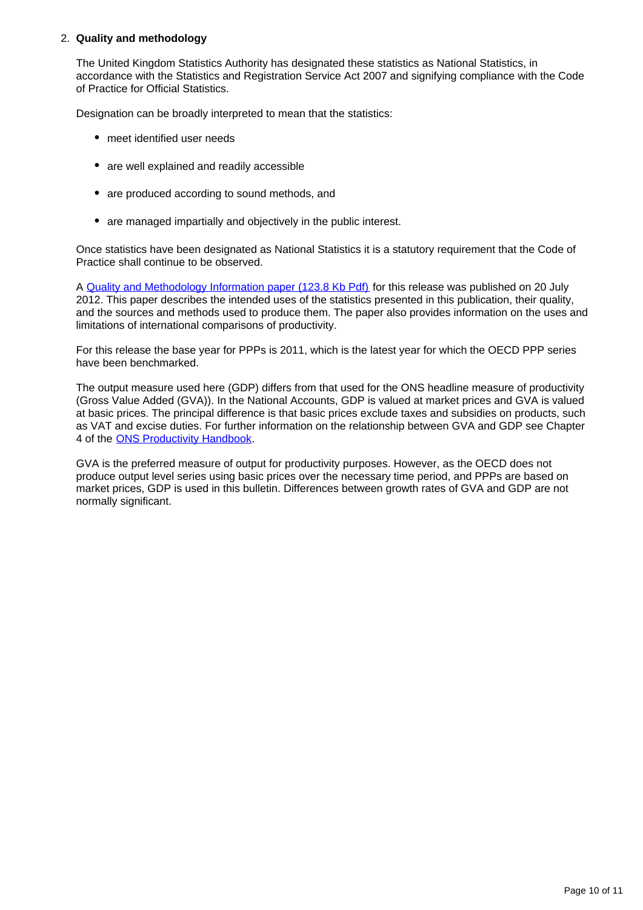2. **Quality and methodology**

The United Kingdom Statistics Authority has designated these statistics as National Statistics, in accordance with the Statistics and Registration Service Act 2007 and signifying compliance with the Code of Practice for Official Statistics.

Designation can be broadly interpreted to mean that the statistics:

- meet identified user needs
- are well explained and readily accessible
- are produced according to sound methods, and
- are managed impartially and objectively in the public interest.

Once statistics have been designated as National Statistics it is a statutory requirement that the Code of Practice shall continue to be observed.

A Quality and Methodology Information paper (123.8 Kb Pdf) for this release was published on 20 July 2012. This paper describes the intended uses of the statistics presented in this publication, their quality, and the sources and methods used to produce them. The paper also provides information on the uses and limitations of international comparisons of productivity.

For this release the base year for PPPs is 2011, which is the latest year for which the OECD PPP series have been benchmarked.

The output measure used here (GDP) differs from that used for the ONS headline measure of productivity (Gross Value Added (GVA)). In the National Accounts, GDP is valued at market prices and GVA is valued at basic prices. The principal difference is that basic prices exclude taxes and subsidies on products, such as VAT and excise duties. For further information on the relationship between GVA and GDP see Chapter 4 of the ONS Productivity Handbook.

GVA is the preferred measure of output for productivity purposes. However, as the OECD does not produce output level series using basic prices over the necessary time period, and PPPs are based on market prices, GDP is used in this bulletin. Differences between growth rates of GVA and GDP are not normally significant.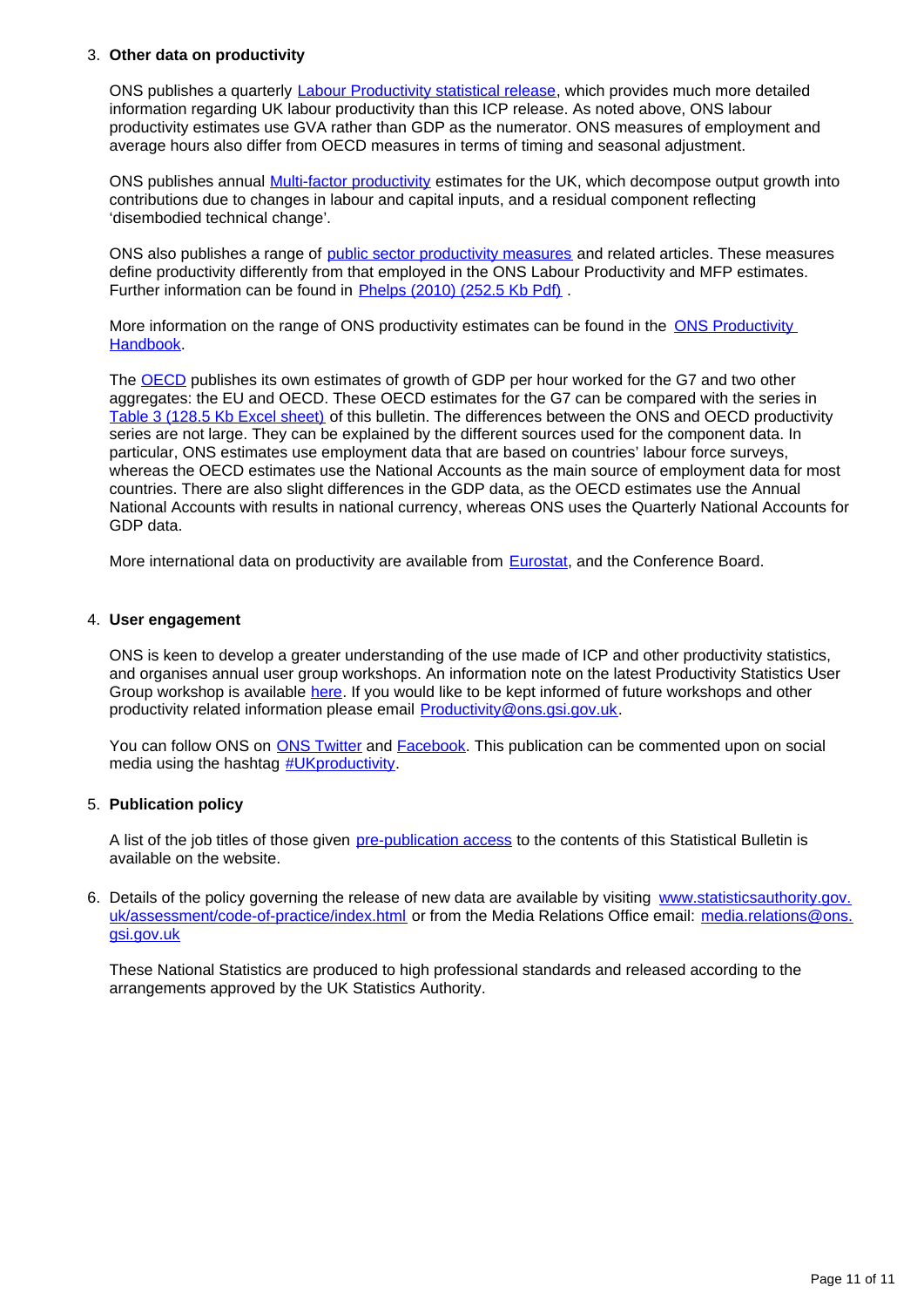3. **Other data on productivity**

   ONS publishes a quarterly Labour Productivity statistical release, which provides much more detailed information regarding UK labour productivity than this ICP release. As noted above, ONS labour productivity estimates use GVA rather than GDP as the numerator. ONS measures of employment and average hours also differ from OECD measures in terms of timing and seasonal adjustment.

   ONS publishes annual Multi-factor productivity estimates for the UK, which decompose output growth into contributions due to changes in labour and capital inputs, and a residual component reflecting 'disembodied technical change'.

   ONS also publishes a range of public sector productivity measures and related articles. These measures define productivity differently from that employed in the ONS Labour Productivity and MFP estimates. Further information can be found in Phelps (2010) (252.5 Kb Pdf) .

   More information on the range of ONS productivity estimates can be found in the ONS Productivity Handbook.

   The OECD publishes its own estimates of growth of GDP per hour worked for the G7 and two other aggregates: the EU and OECD. These OECD estimates for the G7 can be compared with the series in Table 3 (128.5 Kb Excel sheet) of this bulletin. The differences between the ONS and OECD productivity series are not large. They can be explained by the different sources used for the component data. In particular, ONS estimates use employment data that are based on countries' labour force surveys, whereas the OECD estimates use the National Accounts as the main source of employment data for most countries. There are also slight differences in the GDP data, as the OECD estimates use the Annual National Accounts with results in national currency, whereas ONS uses the Quarterly National Accounts for GDP data.

   More international data on productivity are available from Eurostat, and the Conference Board.

4. **User engagement**

   ONS is keen to develop a greater understanding of the use made of ICP and other productivity statistics, and organises annual user group workshops. An information note on the latest Productivity Statistics User Group workshop is available here. If you would like to be kept informed of future workshops and other productivity related information please email Productivity@ons.gsi.gov.uk.

   You can follow ONS on ONS Twitter and Facebook. This publication can be commented upon on social media using the hashtag #UKproductivity.

5. **Publication policy**

   A list of the job titles of those given pre-publication access to the contents of this Statistical Bulletin is available on the website.

6. Details of the policy governing the release of new data are available by visiting www.statisticsauthority.gov.uk/assessment/code-of-practice/index.html or from the Media Relations Office email: media.relations@ons.gsi.gov.uk

   These National Statistics are produced to high professional standards and released according to the arrangements approved by the UK Statistics Authority.